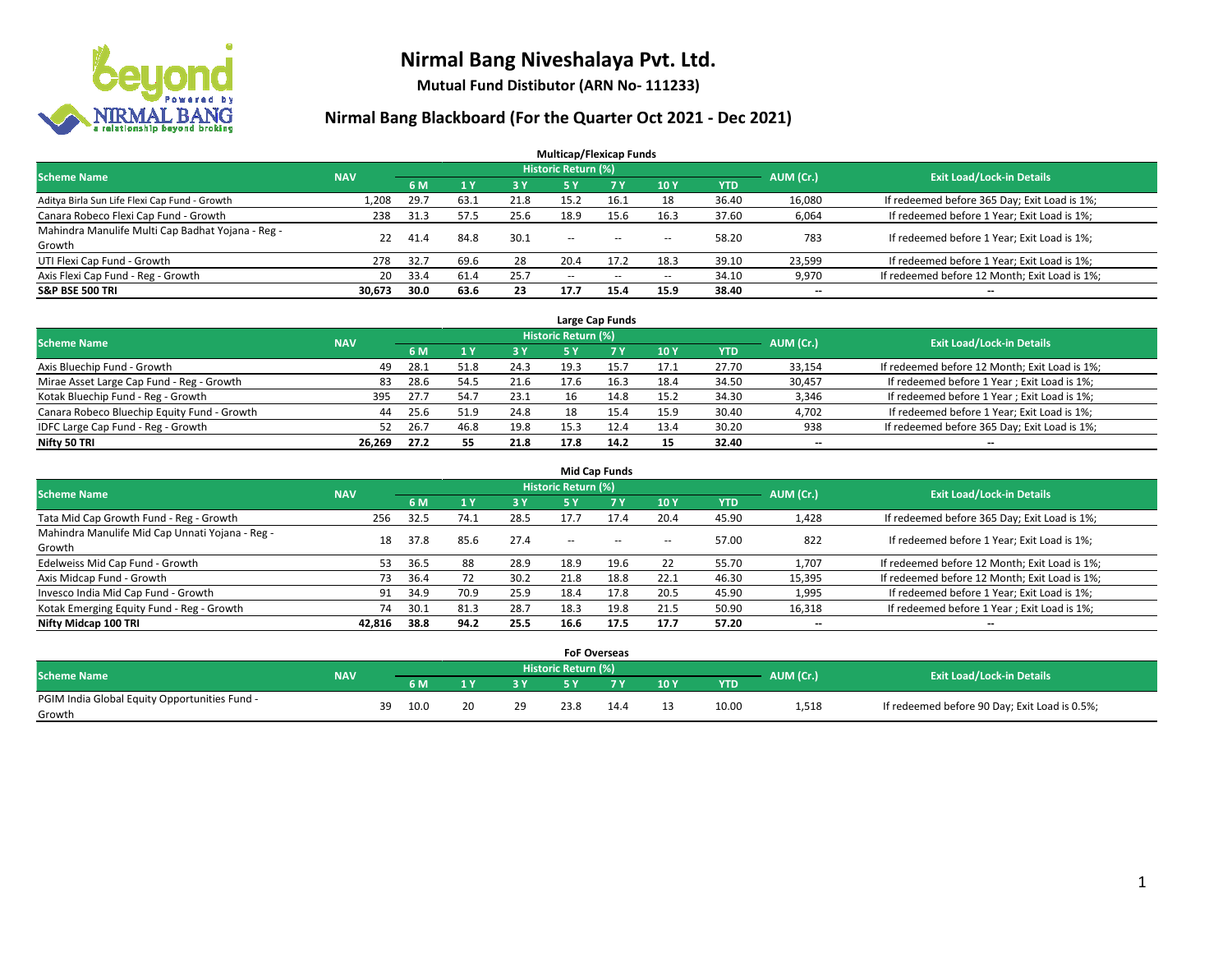# Nirmal Bang Niveshalaya Pvt. Ltd.

**Mutual Fund Distibutor (ARN No- 111233)**

## Nirmal Bang Blackboard (For the Quarter Oct 2021 - Dec 2021)

### Multicap/Flexicap Funds

| Scheme Name | NAV | Historic Return (%) | | | | | | | AUM (Cr.) | Exit Load/Lock-in Details |
|---|---|---|---|---|---|---|---|---|---|---|
| | | 6 M | 1 Y | 3 Y | 5 Y | 7 Y | 10 Y | YTD | | |
| Aditya Birla Sun Life Flexi Cap Fund - Growth | 1,208 | 29.7 | 63.1 | 21.8 | 15.2 | 16.1 | 18 | 36.40 | 16,080 | If redeemed before 365 Day; Exit Load is 1%; |
| Canara Robeco Flexi Cap Fund - Growth | 238 | 31.3 | 57.5 | 25.6 | 18.9 | 15.6 | 16.3 | 37.60 | 6,064 | If redeemed before 1 Year; Exit Load is 1%; |
| Mahindra Manulife Multi Cap Badhat Yojana - Reg - Growth | 22 | 41.4 | 84.8 | 30.1 | -- | -- | -- | 58.20 | 783 | If redeemed before 1 Year; Exit Load is 1%; |
| UTI Flexi Cap Fund - Growth | 278 | 32.7 | 69.6 | 28 | 20.4 | 17.2 | 18.3 | 39.10 | 23,599 | If redeemed before 1 Year; Exit Load is 1%; |
| Axis Flexi Cap Fund - Reg - Growth | 20 | 33.4 | 61.4 | 25.7 | -- | -- | -- | 34.10 | 9,970 | If redeemed before 12 Month; Exit Load is 1%; |
| **S&P BSE 500 TRI** | **30,673** | **30.0** | **63.6** | **23** | **17.7** | **15.4** | **15.9** | **38.40** | **--** | **--** |

### Large Cap Funds

| Scheme Name | NAV | Historic Return (%) | | | | | | | AUM (Cr.) | Exit Load/Lock-in Details |
|---|---|---|---|---|---|---|---|---|---|---|
| | | 6 M | 1 Y | 3 Y | 5 Y | 7 Y | 10 Y | YTD | | |
| Axis Bluechip Fund - Growth | 49 | 28.1 | 51.8 | 24.3 | 19.3 | 15.7 | 17.1 | 27.70 | 33,154 | If redeemed before 12 Month; Exit Load is 1%; |
| Mirae Asset Large Cap Fund - Reg - Growth | 83 | 28.6 | 54.5 | 21.6 | 17.6 | 16.3 | 18.4 | 34.50 | 30,457 | If redeemed before 1 Year ; Exit Load is 1%; |
| Kotak Bluechip Fund - Reg - Growth | 395 | 27.7 | 54.7 | 23.1 | 16 | 14.8 | 15.2 | 34.30 | 3,346 | If redeemed before 1 Year ; Exit Load is 1%; |
| Canara Robeco Bluechip Equity Fund - Growth | 44 | 25.6 | 51.9 | 24.8 | 18 | 15.4 | 15.9 | 30.40 | 4,702 | If redeemed before 1 Year; Exit Load is 1%; |
| IDFC Large Cap Fund - Reg - Growth | 52 | 26.7 | 46.8 | 19.8 | 15.3 | 12.4 | 13.4 | 30.20 | 938 | If redeemed before 365 Day; Exit Load is 1%; |
| **Nifty 50 TRI** | **26,269** | **27.2** | **55** | **21.8** | **17.8** | **14.2** | **15** | **32.40** | **--** | **--** |

### Mid Cap Funds

| Scheme Name | NAV | Historic Return (%) | | | | | | | AUM (Cr.) | Exit Load/Lock-in Details |
|---|---|---|---|---|---|---|---|---|---|---|
| | | 6 M | 1 Y | 3 Y | 5 Y | 7 Y | 10 Y | YTD | | |
| Tata Mid Cap Growth Fund - Reg - Growth | 256 | 32.5 | 74.1 | 28.5 | 17.7 | 17.4 | 20.4 | 45.90 | 1,428 | If redeemed before 365 Day; Exit Load is 1%; |
| Mahindra Manulife Mid Cap Unnati Yojana - Reg - Growth | 18 | 37.8 | 85.6 | 27.4 | -- | -- | -- | 57.00 | 822 | If redeemed before 1 Year; Exit Load is 1%; |
| Edelweiss Mid Cap Fund - Growth | 53 | 36.5 | 88 | 28.9 | 18.9 | 19.6 | 22 | 55.70 | 1,707 | If redeemed before 12 Month; Exit Load is 1%; |
| Axis Midcap Fund - Growth | 73 | 36.4 | 72 | 30.2 | 21.8 | 18.8 | 22.1 | 46.30 | 15,395 | If redeemed before 12 Month; Exit Load is 1%; |
| Invesco India Mid Cap Fund - Growth | 91 | 34.9 | 70.9 | 25.9 | 18.4 | 17.8 | 20.5 | 45.90 | 1,995 | If redeemed before 1 Year; Exit Load is 1%; |
| Kotak Emerging Equity Fund - Reg - Growth | 74 | 30.1 | 81.3 | 28.7 | 18.3 | 19.8 | 21.5 | 50.90 | 16,318 | If redeemed before 1 Year ; Exit Load is 1%; |
| **Nifty Midcap 100 TRI** | **42,816** | **38.8** | **94.2** | **25.5** | **16.6** | **17.5** | **17.7** | **57.20** | **--** | **--** |

### FoF Overseas

| Scheme Name | NAV | Historic Return (%) | | | | | | | AUM (Cr.) | Exit Load/Lock-in Details |
|---|---|---|---|---|---|---|---|---|---|---|
| | | 6 M | 1 Y | 3 Y | 5 Y | 7 Y | 10 Y | YTD | | |
| PGIM India Global Equity Opportunities Fund - Growth | 39 | 10.0 | 20 | 29 | 23.8 | 14.4 | 13 | 10.00 | 1,518 | If redeemed before 90 Day; Exit Load is 0.5%; |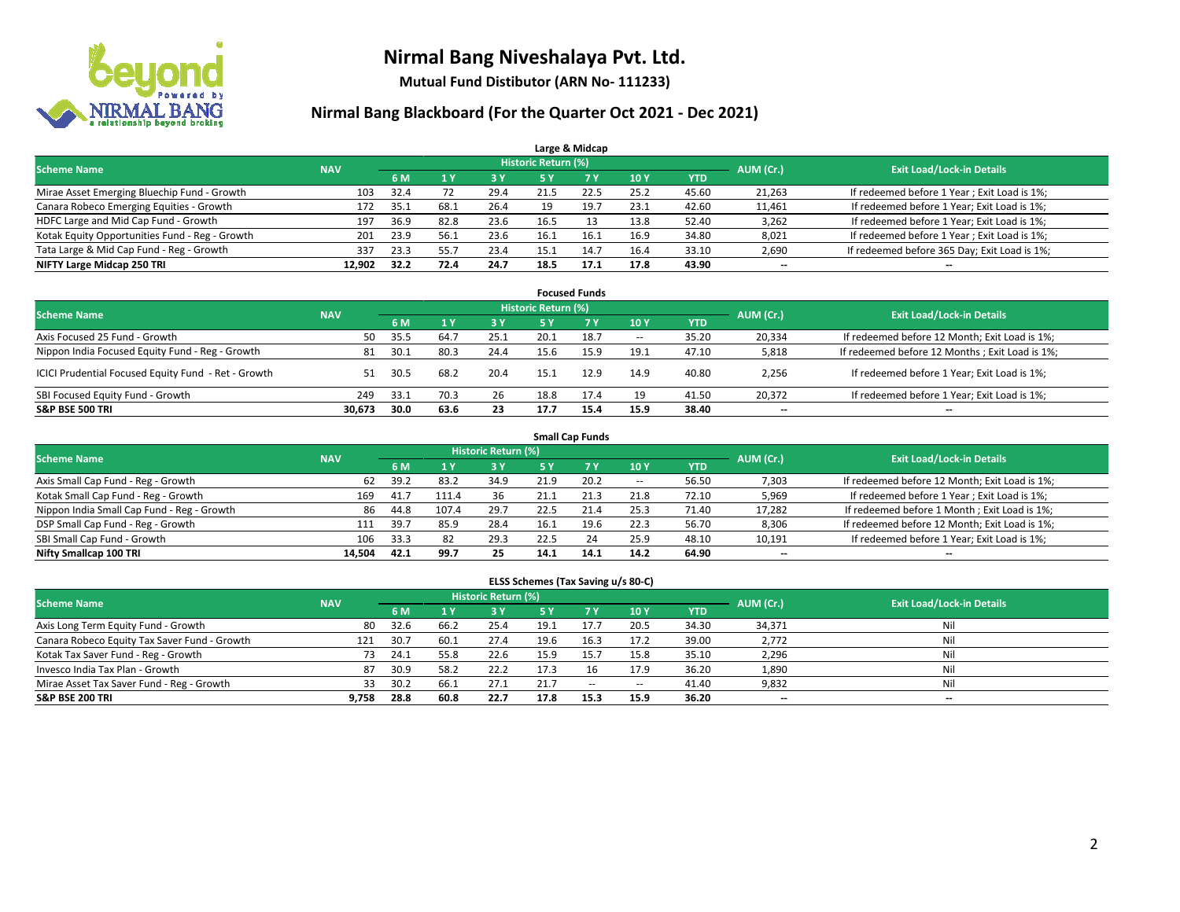# Nirmal Bang Niveshalaya Pvt. Ltd.

**Mutual Fund Distibutor (ARN No- 111233)**

## Nirmal Bang Blackboard (For the Quarter Oct 2021 - Dec 2021)

### Large & Midcap

| Scheme Name | NAV | Historic Return (%) | | | | | | | AUM (Cr.) | Exit Load/Lock-in Details |
|---|---|---|---|---|---|---|---|---|---|---|
| | | 6 M | 1 Y | 3 Y | 5 Y | 7 Y | 10 Y | YTD | | |
| Mirae Asset Emerging Bluechip Fund - Growth | 103 | 32.4 | 72 | 29.4 | 21.5 | 22.5 | 25.2 | 45.60 | 21,263 | If redeemed before 1 Year ; Exit Load is 1%; |
| Canara Robeco Emerging Equities - Growth | 172 | 35.1 | 68.1 | 26.4 | 19 | 19.7 | 23.1 | 42.60 | 11,461 | If redeemed before 1 Year; Exit Load is 1%; |
| HDFC Large and Mid Cap Fund - Growth | 197 | 36.9 | 82.8 | 23.6 | 16.5 | 13 | 13.8 | 52.40 | 3,262 | If redeemed before 1 Year; Exit Load is 1%; |
| Kotak Equity Opportunities Fund - Reg - Growth | 201 | 23.9 | 56.1 | 23.6 | 16.1 | 16.1 | 16.9 | 34.80 | 8,021 | If redeemed before 1 Year ; Exit Load is 1%; |
| Tata Large & Mid Cap Fund - Reg - Growth | 337 | 23.3 | 55.7 | 23.4 | 15.1 | 14.7 | 16.4 | 33.10 | 2,690 | If redeemed before 365 Day; Exit Load is 1%; |
| **NIFTY Large Midcap 250 TRI** | **12,902** | **32.2** | **72.4** | **24.7** | **18.5** | **17.1** | **17.8** | **43.90** | **--** | **--** |

### Focused Funds

| Scheme Name | NAV | Historic Return (%) | | | | | | | AUM (Cr.) | Exit Load/Lock-in Details |
|---|---|---|---|---|---|---|---|---|---|---|
| | | 6 M | 1 Y | 3 Y | 5 Y | 7 Y | 10 Y | YTD | | |
| Axis Focused 25 Fund - Growth | 50 | 35.5 | 64.7 | 25.1 | 20.1 | 18.7 | -- | 35.20 | 20,334 | If redeemed before 12 Month; Exit Load is 1%; |
| Nippon India Focused Equity Fund - Reg - Growth | 81 | 30.1 | 80.3 | 24.4 | 15.6 | 15.9 | 19.1 | 47.10 | 5,818 | If redeemed before 12 Months ; Exit Load is 1%; |
| ICICI Prudential Focused Equity Fund - Ret - Growth | 51 | 30.5 | 68.2 | 20.4 | 15.1 | 12.9 | 14.9 | 40.80 | 2,256 | If redeemed before 1 Year; Exit Load is 1%; |
| SBI Focused Equity Fund - Growth | 249 | 33.1 | 70.3 | 26 | 18.8 | 17.4 | 19 | 41.50 | 20,372 | If redeemed before 1 Year; Exit Load is 1%; |
| **S&P BSE 500 TRI** | **30,673** | **30.0** | **63.6** | **23** | **17.7** | **15.4** | **15.9** | **38.40** | **--** | **--** |

### Small Cap Funds

| Scheme Name | NAV | Historic Return (%) | | | | | | | AUM (Cr.) | Exit Load/Lock-in Details |
|---|---|---|---|---|---|---|---|---|---|---|
| | | 6 M | 1 Y | 3 Y | 5 Y | 7 Y | 10 Y | YTD | | |
| Axis Small Cap Fund - Reg - Growth | 62 | 39.2 | 83.2 | 34.9 | 21.9 | 20.2 | -- | 56.50 | 7,303 | If redeemed before 12 Month; Exit Load is 1%; |
| Kotak Small Cap Fund - Reg - Growth | 169 | 41.7 | 111.4 | 36 | 21.1 | 21.3 | 21.8 | 72.10 | 5,969 | If redeemed before 1 Year ; Exit Load is 1%; |
| Nippon India Small Cap Fund - Reg - Growth | 86 | 44.8 | 107.4 | 29.7 | 22.5 | 21.4 | 25.3 | 71.40 | 17,282 | If redeemed before 1 Month ; Exit Load is 1%; |
| DSP Small Cap Fund - Reg - Growth | 111 | 39.7 | 85.9 | 28.4 | 16.1 | 19.6 | 22.3 | 56.70 | 8,306 | If redeemed before 12 Month; Exit Load is 1%; |
| SBI Small Cap Fund - Growth | 106 | 33.3 | 82 | 29.3 | 22.5 | 24 | 25.9 | 48.10 | 10,191 | If redeemed before 1 Year; Exit Load is 1%; |
| **Nifty Smallcap 100 TRI** | **14,504** | **42.1** | **99.7** | **25** | **14.1** | **14.1** | **14.2** | **64.90** | **--** | **--** |

### ELSS Schemes (Tax Saving u/s 80-C)

| Scheme Name | NAV | Historic Return (%) | | | | | | | AUM (Cr.) | Exit Load/Lock-in Details |
|---|---|---|---|---|---|---|---|---|---|---|
| | | 6 M | 1 Y | 3 Y | 5 Y | 7 Y | 10 Y | YTD | | |
| Axis Long Term Equity Fund - Growth | 80 | 32.6 | 66.2 | 25.4 | 19.1 | 17.7 | 20.5 | 34.30 | 34,371 | Nil |
| Canara Robeco Equity Tax Saver Fund - Growth | 121 | 30.7 | 60.1 | 27.4 | 19.6 | 16.3 | 17.2 | 39.00 | 2,772 | Nil |
| Kotak Tax Saver Fund - Reg - Growth | 73 | 24.1 | 55.8 | 22.6 | 15.9 | 15.7 | 15.8 | 35.10 | 2,296 | Nil |
| Invesco India Tax Plan - Growth | 87 | 30.9 | 58.2 | 22.2 | 17.3 | 16 | 17.9 | 36.20 | 1,890 | Nil |
| Mirae Asset Tax Saver Fund - Reg - Growth | 33 | 30.2 | 66.1 | 27.1 | 21.7 | -- | -- | 41.40 | 9,832 | Nil |
| **S&P BSE 200 TRI** | **9,758** | **28.8** | **60.8** | **22.7** | **17.8** | **15.3** | **15.9** | **36.20** | **--** | **--** |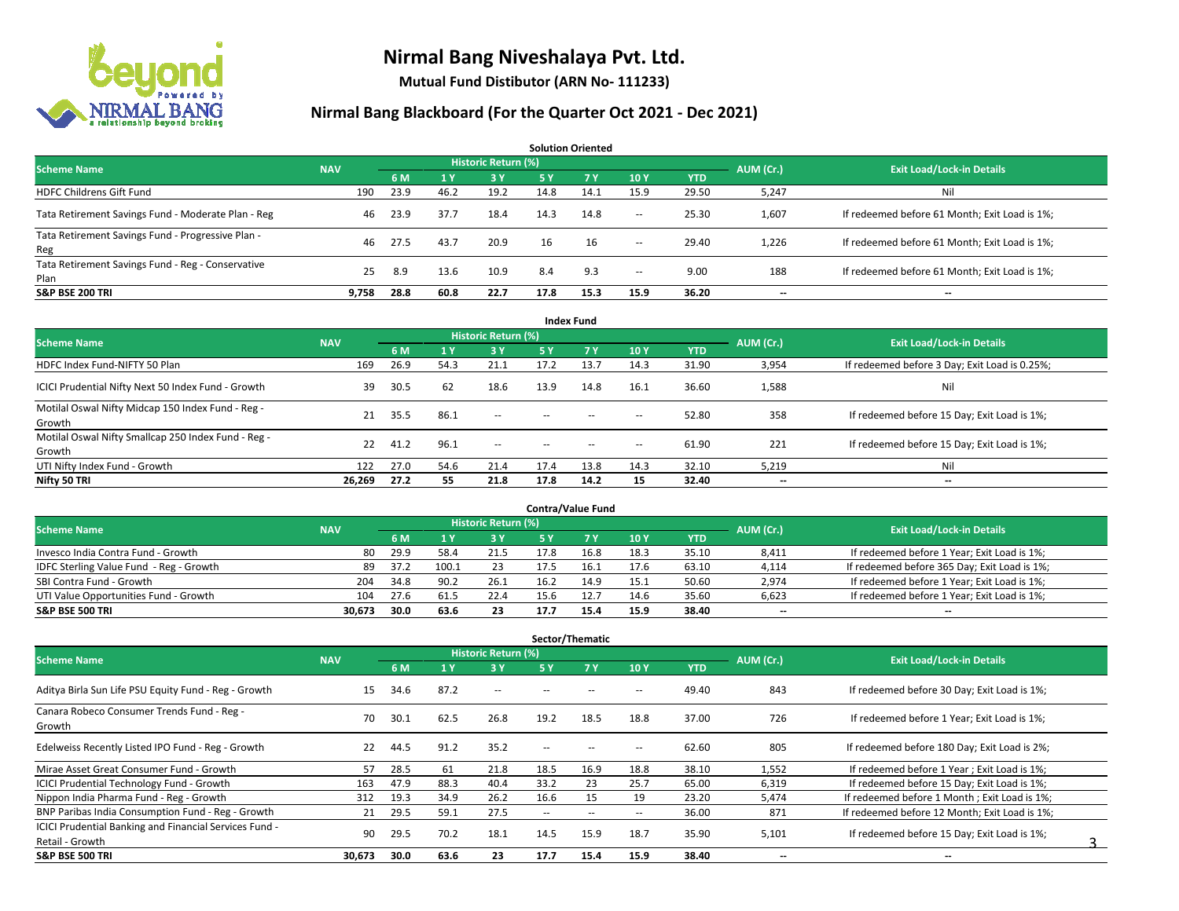# Nirmal Bang Niveshalaya Pvt. Ltd.

**Mutual Fund Distibutor (ARN No- 111233)**

## Nirmal Bang Blackboard (For the Quarter Oct 2021 - Dec 2021)

### Solution Oriented

| Scheme Name | NAV | Historic Return (%) | | | | | | | AUM (Cr.) | Exit Load/Lock-in Details |
|---|---|---|---|---|---|---|---|---|---|---|
| | | 6 M | 1 Y | 3 Y | 5 Y | 7 Y | 10 Y | YTD | | |
| HDFC Childrens Gift Fund | 190 | 23.9 | 46.2 | 19.2 | 14.8 | 14.1 | 15.9 | 29.50 | 5,247 | Nil |
| Tata Retirement Savings Fund - Moderate Plan - Reg | 46 | 23.9 | 37.7 | 18.4 | 14.3 | 14.8 | -- | 25.30 | 1,607 | If redeemed before 61 Month; Exit Load is 1%; |
| Tata Retirement Savings Fund - Progressive Plan - Reg | 46 | 27.5 | 43.7 | 20.9 | 16 | 16 | -- | 29.40 | 1,226 | If redeemed before 61 Month; Exit Load is 1%; |
| Tata Retirement Savings Fund - Reg - Conservative Plan | 25 | 8.9 | 13.6 | 10.9 | 8.4 | 9.3 | -- | 9.00 | 188 | If redeemed before 61 Month; Exit Load is 1%; |
| **S&P BSE 200 TRI** | **9,758** | **28.8** | **60.8** | **22.7** | **17.8** | **15.3** | **15.9** | **36.20** | **--** | **--** |

### Index Fund

| Scheme Name | NAV | Historic Return (%) | | | | | | | AUM (Cr.) | Exit Load/Lock-in Details |
|---|---|---|---|---|---|---|---|---|---|---|
| | | 6 M | 1 Y | 3 Y | 5 Y | 7 Y | 10 Y | YTD | | |
| HDFC Index Fund-NIFTY 50 Plan | 169 | 26.9 | 54.3 | 21.1 | 17.2 | 13.7 | 14.3 | 31.90 | 3,954 | If redeemed before 3 Day; Exit Load is 0.25%; |
| ICICI Prudential Nifty Next 50 Index Fund - Growth | 39 | 30.5 | 62 | 18.6 | 13.9 | 14.8 | 16.1 | 36.60 | 1,588 | Nil |
| Motilal Oswal Nifty Midcap 150 Index Fund - Reg - Growth | 21 | 35.5 | 86.1 | -- | -- | -- | -- | 52.80 | 358 | If redeemed before 15 Day; Exit Load is 1%; |
| Motilal Oswal Nifty Smallcap 250 Index Fund - Reg - Growth | 22 | 41.2 | 96.1 | -- | -- | -- | -- | 61.90 | 221 | If redeemed before 15 Day; Exit Load is 1%; |
| UTI Nifty Index Fund - Growth | 122 | 27.0 | 54.6 | 21.4 | 17.4 | 13.8 | 14.3 | 32.10 | 5,219 | Nil |
| **Nifty 50 TRI** | **26,269** | **27.2** | **55** | **21.8** | **17.8** | **14.2** | **15** | **32.40** | **--** | **--** |

### Contra/Value Fund

| Scheme Name | NAV | Historic Return (%) | | | | | | | AUM (Cr.) | Exit Load/Lock-in Details |
|---|---|---|---|---|---|---|---|---|---|---|
| | | 6 M | 1 Y | 3 Y | 5 Y | 7 Y | 10 Y | YTD | | |
| Invesco India Contra Fund - Growth | 80 | 29.9 | 58.4 | 21.5 | 17.8 | 16.8 | 18.3 | 35.10 | 8,411 | If redeemed before 1 Year; Exit Load is 1%; |
| IDFC Sterling Value Fund - Reg - Growth | 89 | 37.2 | 100.1 | 23 | 17.5 | 16.1 | 17.6 | 63.10 | 4,114 | If redeemed before 365 Day; Exit Load is 1%; |
| SBI Contra Fund - Growth | 204 | 34.8 | 90.2 | 26.1 | 16.2 | 14.9 | 15.1 | 50.60 | 2,974 | If redeemed before 1 Year; Exit Load is 1%; |
| UTI Value Opportunities Fund - Growth | 104 | 27.6 | 61.5 | 22.4 | 15.6 | 12.7 | 14.6 | 35.60 | 6,623 | If redeemed before 1 Year; Exit Load is 1%; |
| **S&P BSE 500 TRI** | **30,673** | **30.0** | **63.6** | **23** | **17.7** | **15.4** | **15.9** | **38.40** | **--** | **--** |

### Sector/Thematic

| Scheme Name | NAV | Historic Return (%) | | | | | | | AUM (Cr.) | Exit Load/Lock-in Details |
|---|---|---|---|---|---|---|---|---|---|---|
| | | 6 M | 1 Y | 3 Y | 5 Y | 7 Y | 10 Y | YTD | | |
| Aditya Birla Sun Life PSU Equity Fund - Reg - Growth | 15 | 34.6 | 87.2 | -- | -- | -- | -- | 49.40 | 843 | If redeemed before 30 Day; Exit Load is 1%; |
| Canara Robeco Consumer Trends Fund - Reg - Growth | 70 | 30.1 | 62.5 | 26.8 | 19.2 | 18.5 | 18.8 | 37.00 | 726 | If redeemed before 1 Year; Exit Load is 1%; |
| Edelweiss Recently Listed IPO Fund - Reg - Growth | 22 | 44.5 | 91.2 | 35.2 | -- | -- | -- | 62.60 | 805 | If redeemed before 180 Day; Exit Load is 2%; |
| Mirae Asset Great Consumer Fund - Growth | 57 | 28.5 | 61 | 21.8 | 18.5 | 16.9 | 18.8 | 38.10 | 1,552 | If redeemed before 1 Year ; Exit Load is 1%; |
| ICICI Prudential Technology Fund - Growth | 163 | 47.9 | 88.3 | 40.4 | 33.2 | 23 | 25.7 | 65.00 | 6,319 | If redeemed before 15 Day; Exit Load is 1%; |
| Nippon India Pharma Fund - Reg - Growth | 312 | 19.3 | 34.9 | 26.2 | 16.6 | 15 | 19 | 23.20 | 5,474 | If redeemed before 1 Month ; Exit Load is 1%; |
| BNP Paribas India Consumption Fund - Reg - Growth | 21 | 29.5 | 59.1 | 27.5 | -- | -- | -- | 36.00 | 871 | If redeemed before 12 Month; Exit Load is 1%; |
| ICICI Prudential Banking and Financial Services Fund - Retail - Growth | 90 | 29.5 | 70.2 | 18.1 | 14.5 | 15.9 | 18.7 | 35.90 | 5,101 | If redeemed before 15 Day; Exit Load is 1%; |
| **S&P BSE 500 TRI** | **30,673** | **30.0** | **63.6** | **23** | **17.7** | **15.4** | **15.9** | **38.40** | **--** | **--** |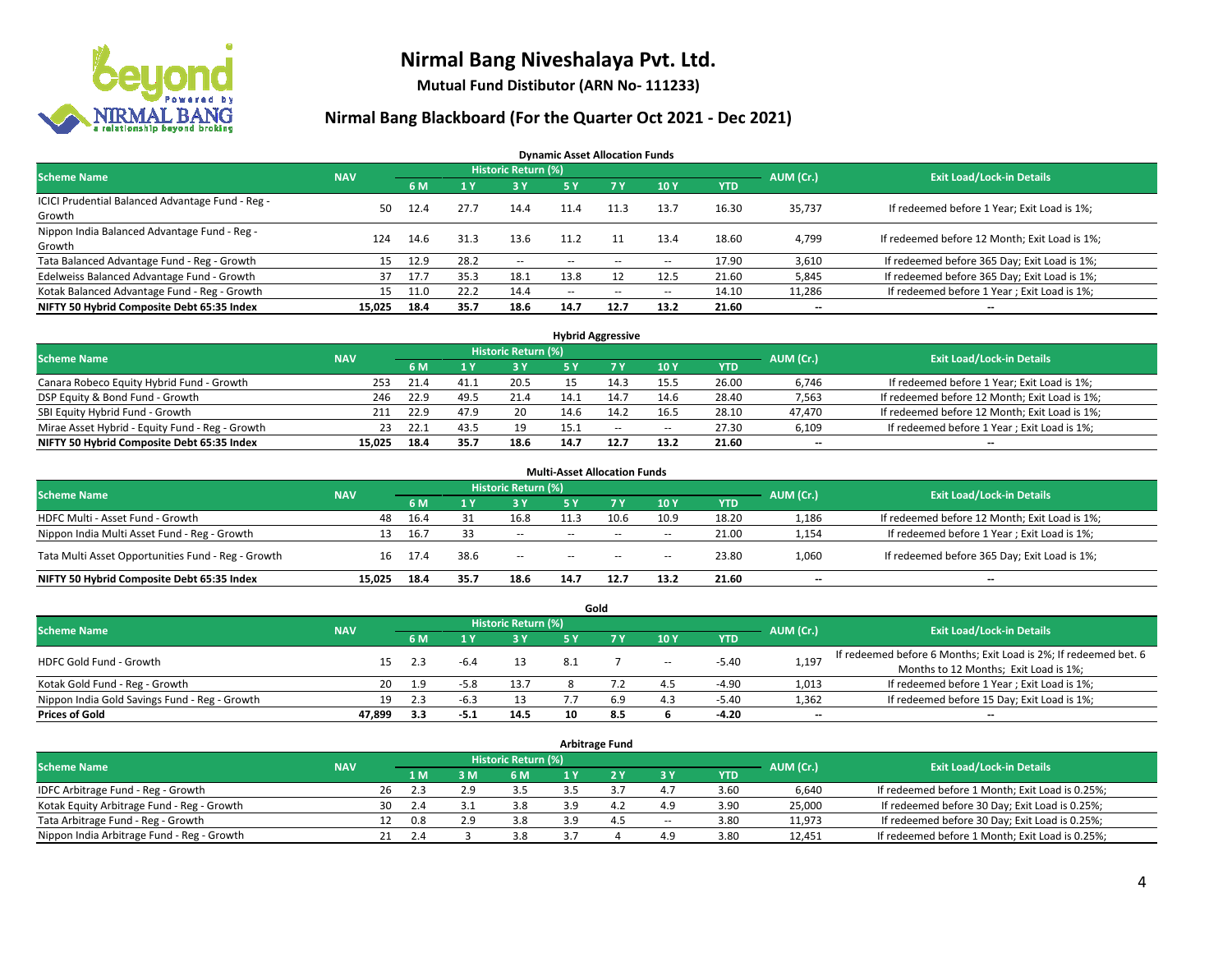# Nirmal Bang Niveshalaya Pvt. Ltd.

**Mutual Fund Distibutor (ARN No- 111233)**

## Nirmal Bang Blackboard (For the Quarter Oct 2021 - Dec 2021)

### Dynamic Asset Allocation Funds

| Scheme Name | NAV | Historic Return (%) | | | | | | | AUM (Cr.) | Exit Load/Lock-in Details |
|---|---|---|---|---|---|---|---|---|---|---|
| | | 6 M | 1 Y | 3 Y | 5 Y | 7 Y | 10 Y | YTD | | |
| ICICI Prudential Balanced Advantage Fund - Reg - Growth | 50 | 12.4 | 27.7 | 14.4 | 11.4 | 11.3 | 13.7 | 16.30 | 35,737 | If redeemed before 1 Year; Exit Load is 1%; |
| Nippon India Balanced Advantage Fund - Reg - Growth | 124 | 14.6 | 31.3 | 13.6 | 11.2 | 11 | 13.4 | 18.60 | 4,799 | If redeemed before 12 Month; Exit Load is 1%; |
| Tata Balanced Advantage Fund - Reg - Growth | 15 | 12.9 | 28.2 | -- | -- | -- | -- | 17.90 | 3,610 | If redeemed before 365 Day; Exit Load is 1%; |
| Edelweiss Balanced Advantage Fund - Growth | 37 | 17.7 | 35.3 | 18.1 | 13.8 | 12 | 12.5 | 21.60 | 5,845 | If redeemed before 365 Day; Exit Load is 1%; |
| Kotak Balanced Advantage Fund - Reg - Growth | 15 | 11.0 | 22.2 | 14.4 | -- | -- | -- | 14.10 | 11,286 | If redeemed before 1 Year ; Exit Load is 1%; |
| **NIFTY 50 Hybrid Composite Debt 65:35 Index** | **15,025** | **18.4** | **35.7** | **18.6** | **14.7** | **12.7** | **13.2** | **21.60** | **--** | **--** |

### Hybrid Aggressive

| Scheme Name | NAV | Historic Return (%) | | | | | | | AUM (Cr.) | Exit Load/Lock-in Details |
|---|---|---|---|---|---|---|---|---|---|---|
| | | 6 M | 1 Y | 3 Y | 5 Y | 7 Y | 10 Y | YTD | | |
| Canara Robeco Equity Hybrid Fund - Growth | 253 | 21.4 | 41.1 | 20.5 | 15 | 14.3 | 15.5 | 26.00 | 6,746 | If redeemed before 1 Year; Exit Load is 1%; |
| DSP Equity & Bond Fund - Growth | 246 | 22.9 | 49.5 | 21.4 | 14.1 | 14.7 | 14.6 | 28.40 | 7,563 | If redeemed before 12 Month; Exit Load is 1%; |
| SBI Equity Hybrid Fund - Growth | 211 | 22.9 | 47.9 | 20 | 14.6 | 14.2 | 16.5 | 28.10 | 47,470 | If redeemed before 12 Month; Exit Load is 1%; |
| Mirae Asset Hybrid - Equity Fund - Reg - Growth | 23 | 22.1 | 43.5 | 19 | 15.1 | -- | -- | 27.30 | 6,109 | If redeemed before 1 Year ; Exit Load is 1%; |
| **NIFTY 50 Hybrid Composite Debt 65:35 Index** | **15,025** | **18.4** | **35.7** | **18.6** | **14.7** | **12.7** | **13.2** | **21.60** | **--** | **--** |

### Multi-Asset Allocation Funds

| Scheme Name | NAV | Historic Return (%) | | | | | | | AUM (Cr.) | Exit Load/Lock-in Details |
|---|---|---|---|---|---|---|---|---|---|---|
| | | 6 M | 1 Y | 3 Y | 5 Y | 7 Y | 10 Y | YTD | | |
| HDFC Multi - Asset Fund - Growth | 48 | 16.4 | 31 | 16.8 | 11.3 | 10.6 | 10.9 | 18.20 | 1,186 | If redeemed before 12 Month; Exit Load is 1%; |
| Nippon India Multi Asset Fund - Reg - Growth | 13 | 16.7 | 33 | -- | -- | -- | -- | 21.00 | 1,154 | If redeemed before 1 Year ; Exit Load is 1%; |
| Tata Multi Asset Opportunities Fund - Reg - Growth | 16 | 17.4 | 38.6 | -- | -- | -- | -- | 23.80 | 1,060 | If redeemed before 365 Day; Exit Load is 1%; |
| **NIFTY 50 Hybrid Composite Debt 65:35 Index** | **15,025** | **18.4** | **35.7** | **18.6** | **14.7** | **12.7** | **13.2** | **21.60** | **--** | **--** |

### Gold

| Scheme Name | NAV | Historic Return (%) | | | | | | | AUM (Cr.) | Exit Load/Lock-in Details |
|---|---|---|---|---|---|---|---|---|---|---|
| | | 6 M | 1 Y | 3 Y | 5 Y | 7 Y | 10 Y | YTD | | |
| HDFC Gold Fund - Growth | 15 | 2.3 | -6.4 | 13 | 8.1 | 7 | -- | -5.40 | 1,197 | If redeemed before 6 Months; Exit Load is 2%; If redeemed bet. 6 Months to 12 Months; Exit Load is 1%; |
| Kotak Gold Fund - Reg - Growth | 20 | 1.9 | -5.8 | 13.7 | 8 | 7.2 | 4.5 | -4.90 | 1,013 | If redeemed before 1 Year ; Exit Load is 1%; |
| Nippon India Gold Savings Fund - Reg - Growth | 19 | 2.3 | -6.3 | 13 | 7.7 | 6.9 | 4.3 | -5.40 | 1,362 | If redeemed before 15 Day; Exit Load is 1%; |
| **Prices of Gold** | **47,899** | **3.3** | **-5.1** | **14.5** | **10** | **8.5** | **6** | **-4.20** | **--** | **--** |

### Arbitrage Fund

| Scheme Name | NAV | Historic Return (%) | | | | | | | AUM (Cr.) | Exit Load/Lock-in Details |
|---|---|---|---|---|---|---|---|---|---|---|
| | | 1 M | 3 M | 6 M | 1 Y | 2 Y | 3 Y | YTD | | |
| IDFC Arbitrage Fund - Reg - Growth | 26 | 2.3 | 2.9 | 3.5 | 3.5 | 3.7 | 4.7 | 3.60 | 6,640 | If redeemed before 1 Month; Exit Load is 0.25%; |
| Kotak Equity Arbitrage Fund - Reg - Growth | 30 | 2.4 | 3.1 | 3.8 | 3.9 | 4.2 | 4.9 | 3.90 | 25,000 | If redeemed before 30 Day; Exit Load is 0.25%; |
| Tata Arbitrage Fund - Reg - Growth | 12 | 0.8 | 2.9 | 3.8 | 3.9 | 4.5 | -- | 3.80 | 11,973 | If redeemed before 30 Day; Exit Load is 0.25%; |
| Nippon India Arbitrage Fund - Reg - Growth | 21 | 2.4 | 3 | 3.8 | 3.7 | 4 | 4.9 | 3.80 | 12,451 | If redeemed before 1 Month; Exit Load is 0.25%; |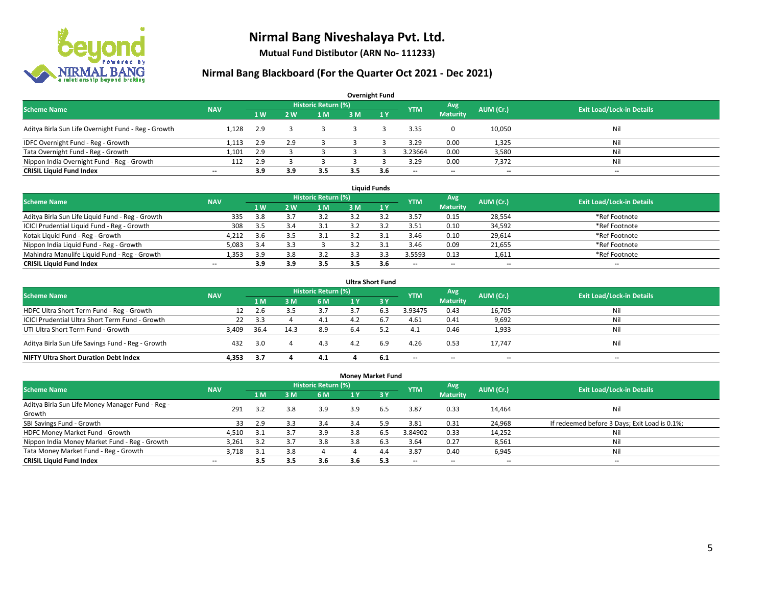# Nirmal Bang Niveshalaya Pvt. Ltd.

**Mutual Fund Distibutor (ARN No- 111233)**

## Nirmal Bang Blackboard (For the Quarter Oct 2021 - Dec 2021)

### Overnight Fund

| Scheme Name | NAV | Historic Return (%) | | | | | YTM | Avg Maturity | AUM (Cr.) | Exit Load/Lock-in Details |
|---|---|---|---|---|---|---|---|---|---|---|
| | | 1 W | 2 W | 1 M | 3 M | 1 Y | | | | |
| Aditya Birla Sun Life Overnight Fund - Reg - Growth | 1,128 | 2.9 | 3 | 3 | 3 | 3 | 3.35 | 0 | 10,050 | Nil |
| IDFC Overnight Fund - Reg - Growth | 1,113 | 2.9 | 2.9 | 3 | 3 | 3 | 3.29 | 0.00 | 1,325 | Nil |
| Tata Overnight Fund - Reg - Growth | 1,101 | 2.9 | 3 | 3 | 3 | 3 | 3.23664 | 0.00 | 3,580 | Nil |
| Nippon India Overnight Fund - Reg - Growth | 112 | 2.9 | 3 | 3 | 3 | 3 | 3.29 | 0.00 | 7,372 | Nil |
| **CRISIL Liquid Fund Index** | -- | **3.9** | **3.9** | **3.5** | **3.5** | **3.6** | -- | -- | -- | -- |

### Liquid Funds

| Scheme Name | NAV | Historic Return (%) | | | | | YTM | Avg Maturity | AUM (Cr.) | Exit Load/Lock-in Details |
|---|---|---|---|---|---|---|---|---|---|---|
| | | 1 W | 2 W | 1 M | 3 M | 1 Y | | | | |
| Aditya Birla Sun Life Liquid Fund - Reg - Growth | 335 | 3.8 | 3.7 | 3.2 | 3.2 | 3.2 | 3.57 | 0.15 | 28,554 | *Ref Footnote |
| ICICI Prudential Liquid Fund - Reg - Growth | 308 | 3.5 | 3.4 | 3.1 | 3.2 | 3.2 | 3.51 | 0.10 | 34,592 | *Ref Footnote |
| Kotak Liquid Fund - Reg - Growth | 4,212 | 3.6 | 3.5 | 3.1 | 3.2 | 3.1 | 3.46 | 0.10 | 29,614 | *Ref Footnote |
| Nippon India Liquid Fund - Reg - Growth | 5,083 | 3.4 | 3.3 | 3 | 3.2 | 3.1 | 3.46 | 0.09 | 21,655 | *Ref Footnote |
| Mahindra Manulife Liquid Fund - Reg - Growth | 1,353 | 3.9 | 3.8 | 3.2 | 3.3 | 3.3 | 3.5593 | 0.13 | 1,611 | *Ref Footnote |
| **CRISIL Liquid Fund Index** | -- | **3.9** | **3.9** | **3.5** | **3.5** | **3.6** | -- | -- | -- | -- |

### Ultra Short Fund

| Scheme Name | NAV | Historic Return (%) | | | | | YTM | Avg Maturity | AUM (Cr.) | Exit Load/Lock-in Details |
|---|---|---|---|---|---|---|---|---|---|---|
| | | 1 M | 3 M | 6 M | 1 Y | 3 Y | | | | |
| HDFC Ultra Short Term Fund - Reg - Growth | 12 | 2.6 | 3.5 | 3.7 | 3.7 | 6.3 | 3.93475 | 0.43 | 16,705 | Nil |
| ICICI Prudential Ultra Short Term Fund - Growth | 22 | 3.3 | 4 | 4.1 | 4.2 | 6.7 | 4.61 | 0.41 | 9,692 | Nil |
| UTI Ultra Short Term Fund - Growth | 3,409 | 36.4 | 14.3 | 8.9 | 6.4 | 5.2 | 4.1 | 0.46 | 1,933 | Nil |
| Aditya Birla Sun Life Savings Fund - Reg - Growth | 432 | 3.0 | 4 | 4.3 | 4.2 | 6.9 | 4.26 | 0.53 | 17,747 | Nil |
| **NIFTY Ultra Short Duration Debt Index** | **4,353** | **3.7** | **4** | **4.1** | **4** | **6.1** | -- | -- | -- | -- |

### Money Market Fund

| Scheme Name | NAV | Historic Return (%) | | | | | YTM | Avg Maturity | AUM (Cr.) | Exit Load/Lock-in Details |
|---|---|---|---|---|---|---|---|---|---|---|
| | | 1 M | 3 M | 6 M | 1 Y | 3 Y | | | | |
| Aditya Birla Sun Life Money Manager Fund - Reg - Growth | 291 | 3.2 | 3.8 | 3.9 | 3.9 | 6.5 | 3.87 | 0.33 | 14,464 | Nil |
| SBI Savings Fund - Growth | 33 | 2.9 | 3.3 | 3.4 | 3.4 | 5.9 | 3.81 | 0.31 | 24,968 | If redeemed before 3 Days; Exit Load is 0.1%; |
| HDFC Money Market Fund - Growth | 4,510 | 3.1 | 3.7 | 3.9 | 3.8 | 6.5 | 3.84902 | 0.33 | 14,252 | Nil |
| Nippon India Money Market Fund - Reg - Growth | 3,261 | 3.2 | 3.7 | 3.8 | 3.8 | 6.3 | 3.64 | 0.27 | 8,561 | Nil |
| Tata Money Market Fund - Reg - Growth | 3,718 | 3.1 | 3.8 | 4 | 4 | 4.4 | 3.87 | 0.40 | 6,945 | Nil |
| **CRISIL Liquid Fund Index** | -- | **3.5** | **3.5** | **3.6** | **3.6** | **5.3** | -- | -- | -- | -- |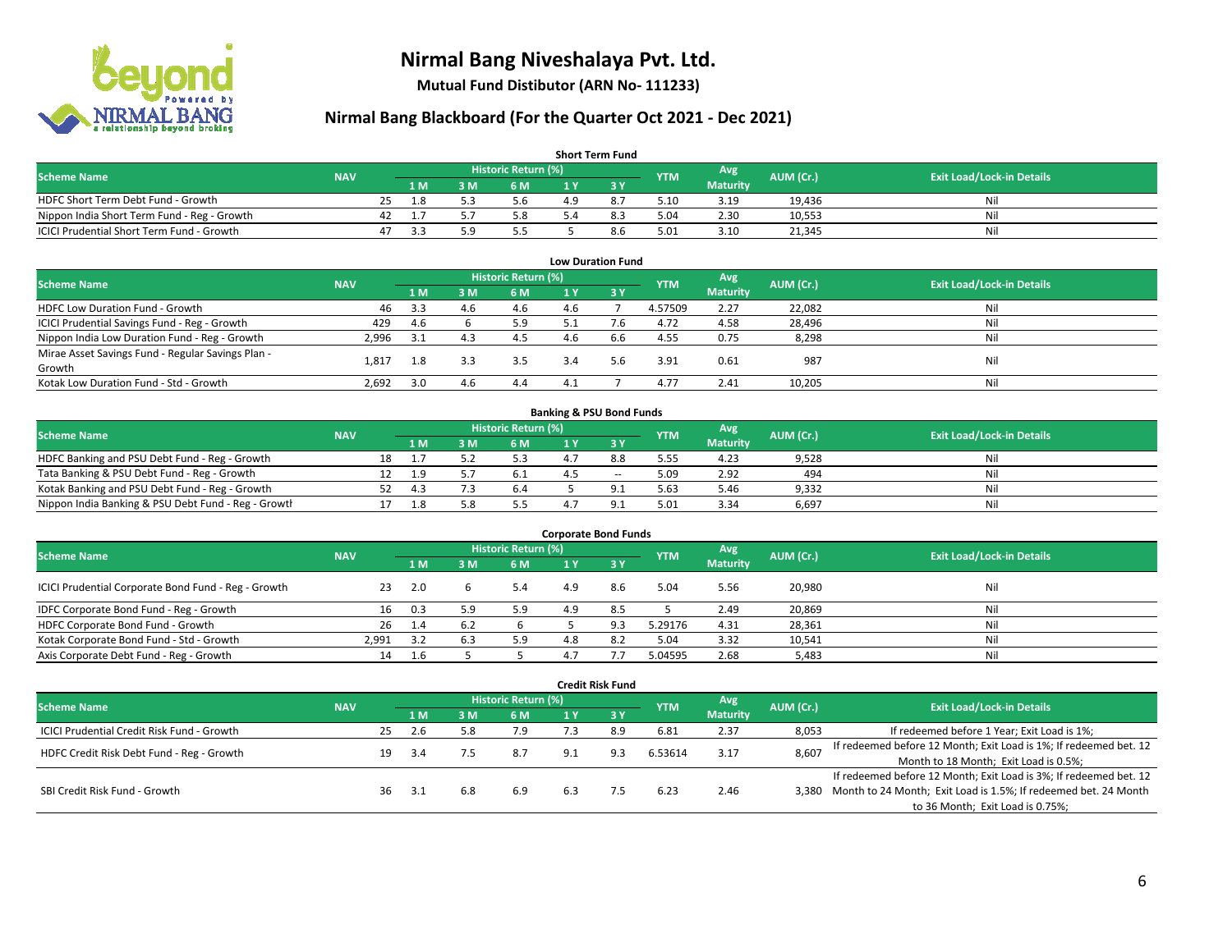# Nirmal Bang Niveshalaya Pvt. Ltd.

**Mutual Fund Distibutor (ARN No- 111233)**

## Nirmal Bang Blackboard (For the Quarter Oct 2021 - Dec 2021)

### Short Term Fund

| Scheme Name | NAV | Historic Return (%) | | | | | YTM | Avg Maturity | AUM (Cr.) | Exit Load/Lock-in Details |
|---|---|---|---|---|---|---|---|---|---|---|
| | | 1 M | 3 M | 6 M | 1 Y | 3 Y | | | | |
| HDFC Short Term Debt Fund - Growth | 25 | 1.8 | 5.3 | 5.6 | 4.9 | 8.7 | 5.10 | 3.19 | 19,436 | Nil |
| Nippon India Short Term Fund - Reg - Growth | 42 | 1.7 | 5.7 | 5.8 | 5.4 | 8.3 | 5.04 | 2.30 | 10,553 | Nil |
| ICICI Prudential Short Term Fund - Growth | 47 | 3.3 | 5.9 | 5.5 | 5 | 8.6 | 5.01 | 3.10 | 21,345 | Nil |

### Low Duration Fund

| Scheme Name | NAV | Historic Return (%) | | | | | YTM | Avg Maturity | AUM (Cr.) | Exit Load/Lock-in Details |
|---|---|---|---|---|---|---|---|---|---|---|
| | | 1 M | 3 M | 6 M | 1 Y | 3 Y | | | | |
| HDFC Low Duration Fund - Growth | 46 | 3.3 | 4.6 | 4.6 | 4.6 | 7 | 4.57509 | 2.27 | 22,082 | Nil |
| ICICI Prudential Savings Fund - Reg - Growth | 429 | 4.6 | 6 | 5.9 | 5.1 | 7.6 | 4.72 | 4.58 | 28,496 | Nil |
| Nippon India Low Duration Fund - Reg - Growth | 2,996 | 3.1 | 4.3 | 4.5 | 4.6 | 6.6 | 4.55 | 0.75 | 8,298 | Nil |
| Mirae Asset Savings Fund - Regular Savings Plan - Growth | 1,817 | 1.8 | 3.3 | 3.5 | 3.4 | 5.6 | 3.91 | 0.61 | 987 | Nil |
| Kotak Low Duration Fund - Std - Growth | 2,692 | 3.0 | 4.6 | 4.4 | 4.1 | 7 | 4.77 | 2.41 | 10,205 | Nil |

### Banking & PSU Bond Funds

| Scheme Name | NAV | Historic Return (%) | | | | | YTM | Avg Maturity | AUM (Cr.) | Exit Load/Lock-in Details |
|---|---|---|---|---|---|---|---|---|---|---|
| | | 1 M | 3 M | 6 M | 1 Y | 3 Y | | | | |
| HDFC Banking and PSU Debt Fund - Reg - Growth | 18 | 1.7 | 5.2 | 5.3 | 4.7 | 8.8 | 5.55 | 4.23 | 9,528 | Nil |
| Tata Banking & PSU Debt Fund - Reg - Growth | 12 | 1.9 | 5.7 | 6.1 | 4.5 | -- | 5.09 | 2.92 | 494 | Nil |
| Kotak Banking and PSU Debt Fund - Reg - Growth | 52 | 4.3 | 7.3 | 6.4 | 5 | 9.1 | 5.63 | 5.46 | 9,332 | Nil |
| Nippon India Banking & PSU Debt Fund - Reg - Growth | 17 | 1.8 | 5.8 | 5.5 | 4.7 | 9.1 | 5.01 | 3.34 | 6,697 | Nil |

### Corporate Bond Funds

| Scheme Name | NAV | Historic Return (%) | | | | | YTM | Avg Maturity | AUM (Cr.) | Exit Load/Lock-in Details |
|---|---|---|---|---|---|---|---|---|---|---|
| | | 1 M | 3 M | 6 M | 1 Y | 3 Y | | | | |
| ICICI Prudential Corporate Bond Fund - Reg - Growth | 23 | 2.0 | 6 | 5.4 | 4.9 | 8.6 | 5.04 | 5.56 | 20,980 | Nil |
| IDFC Corporate Bond Fund - Reg - Growth | 16 | 0.3 | 5.9 | 5.9 | 4.9 | 8.5 | 5 | 2.49 | 20,869 | Nil |
| HDFC Corporate Bond Fund - Growth | 26 | 1.4 | 6.2 | 6 | 5 | 9.3 | 5.29176 | 4.31 | 28,361 | Nil |
| Kotak Corporate Bond Fund - Std - Growth | 2,991 | 3.2 | 6.3 | 5.9 | 4.8 | 8.2 | 5.04 | 3.32 | 10,541 | Nil |
| Axis Corporate Debt Fund - Reg - Growth | 14 | 1.6 | 5 | 5 | 4.7 | 7.7 | 5.04595 | 2.68 | 5,483 | Nil |

### Credit Risk Fund

| Scheme Name | NAV | Historic Return (%) | | | | | YTM | Avg Maturity | AUM (Cr.) | Exit Load/Lock-in Details |
|---|---|---|---|---|---|---|---|---|---|---|
| | | 1 M | 3 M | 6 M | 1 Y | 3 Y | | | | |
| ICICI Prudential Credit Risk Fund - Growth | 25 | 2.6 | 5.8 | 7.9 | 7.3 | 8.9 | 6.81 | 2.37 | 8,053 | If redeemed before 1 Year; Exit Load is 1%; |
| HDFC Credit Risk Debt Fund - Reg - Growth | 19 | 3.4 | 7.5 | 8.7 | 9.1 | 9.3 | 6.53614 | 3.17 | 8,607 | If redeemed before 12 Month; Exit Load is 1%; If redeemed bet. 12 Month to 18 Month; Exit Load is 0.5%; |
| SBI Credit Risk Fund - Growth | 36 | 3.1 | 6.8 | 6.9 | 6.3 | 7.5 | 6.23 | 2.46 | 3,380 | If redeemed before 12 Month; Exit Load is 3%; If redeemed bet. 12 Month to 24 Month; Exit Load is 1.5%; If redeemed bet. 24 Month to 36 Month; Exit Load is 0.75%; |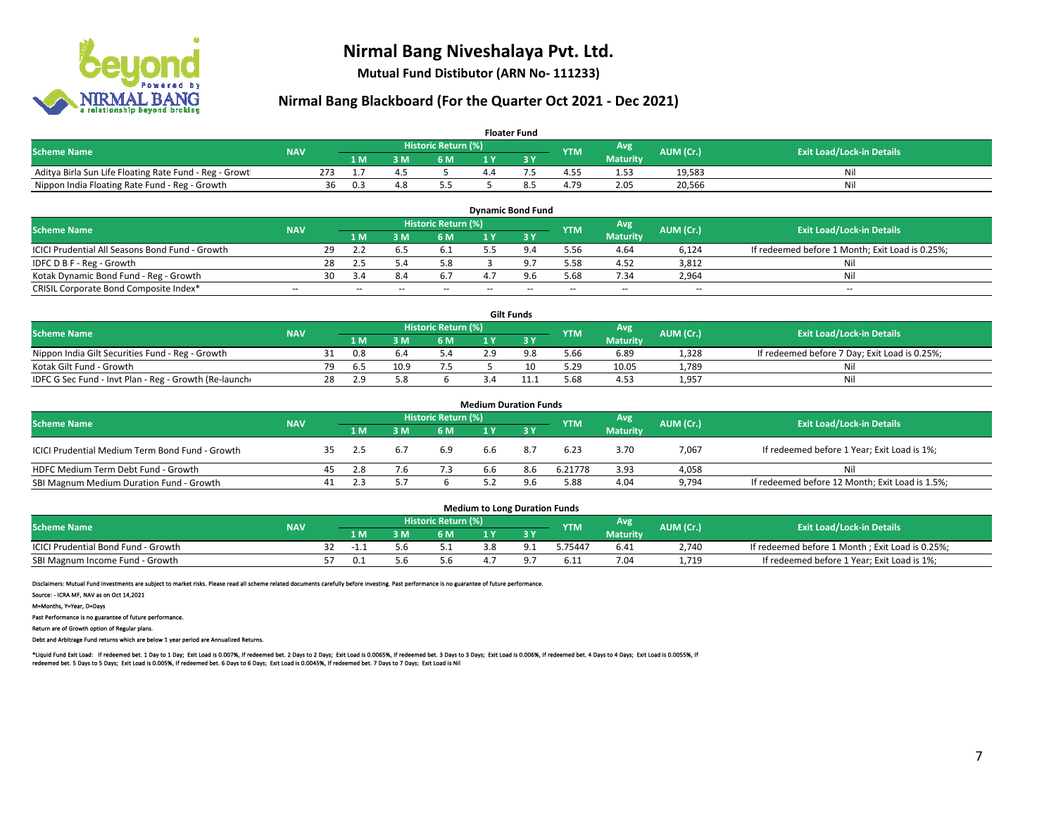# Nirmal Bang Niveshalaya Pvt. Ltd.

**Mutual Fund Distibutor (ARN No- 111233)**

## Nirmal Bang Blackboard (For the Quarter Oct 2021 - Dec 2021)

### Floater Fund

| Scheme Name | NAV | Historic Return (%) | | | | | YTM | Avg Maturity | AUM (Cr.) | Exit Load/Lock-in Details |
|---|---|---|---|---|---|---|---|---|---|---|
| | | 1 M | 3 M | 6 M | 1 Y | 3 Y | | | | |
| Aditya Birla Sun Life Floating Rate Fund - Reg - Growt | 273 | 1.7 | 4.5 | 5 | 4.4 | 7.5 | 4.55 | 1.53 | 19,583 | Nil |
| Nippon India Floating Rate Fund - Reg - Growth | 36 | 0.3 | 4.8 | 5.5 | 5 | 8.5 | 4.79 | 2.05 | 20,566 | Nil |

### Dynamic Bond Fund

| Scheme Name | NAV | Historic Return (%) | | | | | YTM | Avg Maturity | AUM (Cr.) | Exit Load/Lock-in Details |
|---|---|---|---|---|---|---|---|---|---|---|
| | | 1 M | 3 M | 6 M | 1 Y | 3 Y | | | | |
| ICICI Prudential All Seasons Bond Fund - Growth | 29 | 2.2 | 6.5 | 6.1 | 5.5 | 9.4 | 5.56 | 4.64 | 6,124 | If redeemed before 1 Month; Exit Load is 0.25%; |
| IDFC D B F - Reg - Growth | 28 | 2.5 | 5.4 | 5.8 | 3 | 9.7 | 5.58 | 4.52 | 3,812 | Nil |
| Kotak Dynamic Bond Fund - Reg - Growth | 30 | 3.4 | 8.4 | 6.7 | 4.7 | 9.6 | 5.68 | 7.34 | 2,964 | Nil |
| CRISIL Corporate Bond Composite Index* | -- | -- | -- | -- | -- | -- | -- | -- | -- | -- |

### Gilt Funds

| Scheme Name | NAV | Historic Return (%) | | | | | YTM | Avg Maturity | AUM (Cr.) | Exit Load/Lock-in Details |
|---|---|---|---|---|---|---|---|---|---|---|
| | | 1 M | 3 M | 6 M | 1 Y | 3 Y | | | | |
| Nippon India Gilt Securities Fund - Reg - Growth | 31 | 0.8 | 6.4 | 5.4 | 2.9 | 9.8 | 5.66 | 6.89 | 1,328 | If redeemed before 7 Day; Exit Load is 0.25%; |
| Kotak Gilt Fund - Growth | 79 | 6.5 | 10.9 | 7.5 | 5 | 10 | 5.29 | 10.05 | 1,789 | Nil |
| IDFC G Sec Fund - Invt Plan - Reg - Growth (Re-launch | 28 | 2.9 | 5.8 | 6 | 3.4 | 11.1 | 5.68 | 4.53 | 1,957 | Nil |

### Medium Duration Funds

| Scheme Name | NAV | Historic Return (%) | | | | | YTM | Avg Maturity | AUM (Cr.) | Exit Load/Lock-in Details |
|---|---|---|---|---|---|---|---|---|---|---|
| | | 1 M | 3 M | 6 M | 1 Y | 3 Y | | | | |
| ICICI Prudential Medium Term Bond Fund - Growth | 35 | 2.5 | 6.7 | 6.9 | 6.6 | 8.7 | 6.23 | 3.70 | 7,067 | If redeemed before 1 Year; Exit Load is 1%; |
| HDFC Medium Term Debt Fund - Growth | 45 | 2.8 | 7.6 | 7.3 | 6.6 | 8.6 | 6.21778 | 3.93 | 4,058 | Nil |
| SBI Magnum Medium Duration Fund - Growth | 41 | 2.3 | 5.7 | 6 | 5.2 | 9.6 | 5.88 | 4.04 | 9,794 | If redeemed before 12 Month; Exit Load is 1.5%; |

### Medium to Long Duration Funds

| Scheme Name | NAV | Historic Return (%) | | | | | YTM | Avg Maturity | AUM (Cr.) | Exit Load/Lock-in Details |
|---|---|---|---|---|---|---|---|---|---|---|
| | | 1 M | 3 M | 6 M | 1 Y | 3 Y | | | | |
| ICICI Prudential Bond Fund - Growth | 32 | -1.1 | 5.6 | 5.1 | 3.8 | 9.1 | 5.75447 | 6.41 | 2,740 | If redeemed before 1 Month ; Exit Load is 0.25%; |
| SBI Magnum Income Fund - Growth | 57 | 0.1 | 5.6 | 5.6 | 4.7 | 9.7 | 6.11 | 7.04 | 1,719 | If redeemed before 1 Year; Exit Load is 1%; |

Disclaimers: Mutual Fund investments are subject to market risks. Please read all scheme related documents carefully before investing. Past performance is no guarantee of future performance.

Source: - ICRA MF, NAV as on Oct 14,2021

M=Months, Y=Year, D=Days

Past Performance is no guarantee of future performance.

Return are of Growth option of Regular plans.

Debt and Arbitrage Fund returns which are below 1 year period are Annualized Returns.

*Liquid Fund Exit Load: If redeemed bet. 1 Day to 1 Day; Exit Load is 0.007%, If redeemed bet. 2 Days to 2 Days; Exit Load is 0.0065%, If redeemed bet. 3 Days to 3 Days; Exit Load is 0.006%, If redeemed bet. 4 Days to 4 Days; Exit Load is 0.0055%, If redeemed bet. 5 Days to 5 Days; Exit Load is 0.005%, If redeemed bet. 6 Days to 6 Days; Exit Load is 0.0045%, If redeemed bet. 7 Days to 7 Days; Exit Load is Nil